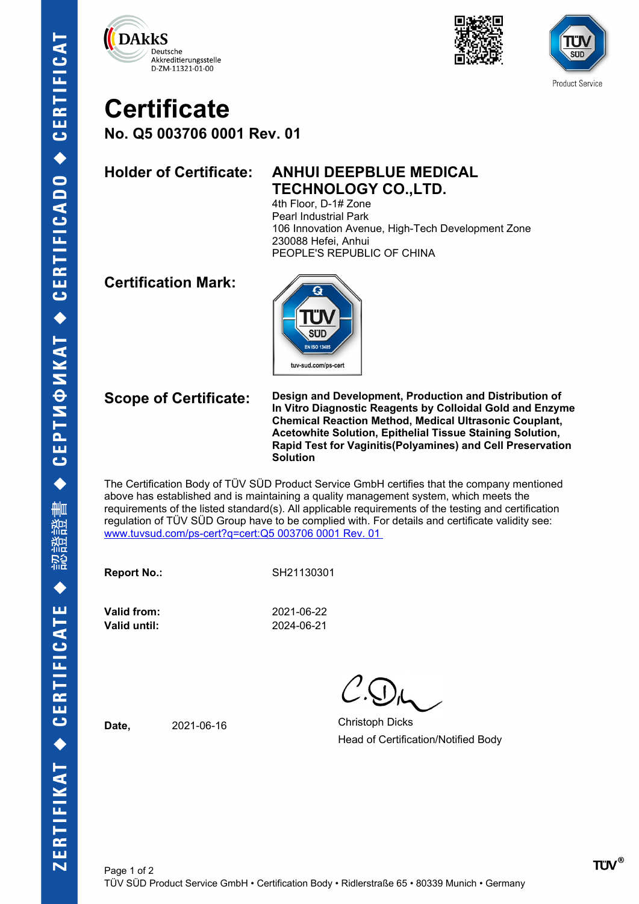DAkkS
Deutsche
Akkreditierungsstelle
D-ZM-11321-01-00

Product Service

# Certificate

## No. Q5 003706 0001 Rev. 01

**Holder of Certificate:** **ANHUI DEEPBLUE MEDICAL TECHNOLOGY CO.,LTD.**
4th Floor, D-1# Zone
Pearl Industrial Park
106 Innovation Avenue, High-Tech Development Zone
230088 Hefei, Anhui
PEOPLE'S REPUBLIC OF CHINA

**Certification Mark:**

TÜV SÜD
EN ISO 13485
tuv-sud.com/ps-cert

**Scope of Certificate:** **Design and Development, Production and Distribution of In Vitro Diagnostic Reagents by Colloidal Gold and Enzyme Chemical Reaction Method, Medical Ultrasonic Couplant, Acetowhite Solution, Epithelial Tissue Staining Solution, Rapid Test for Vaginitis(Polyamines) and Cell Preservation Solution**

The Certification Body of TÜV SÜD Product Service GmbH certifies that the company mentioned above has established and is maintaining a quality management system, which meets the requirements of the listed standard(s). All applicable requirements of the testing and certification regulation of TÜV SÜD Group have to be complied with. For details and certificate validity see: www.tuvsud.com/ps-cert?q=cert:Q5 003706 0001 Rev. 01

**Report No.:** SH21130301

**Valid from:** 2021-06-22
**Valid until:** 2024-06-21

**Date,** 2021-06-16

Christoph Dicks
Head of Certification/Notified Body

TÜV SÜD Product Service GmbH • Certification Body • Ridlerstraße 65 • 80339 Munich • Germany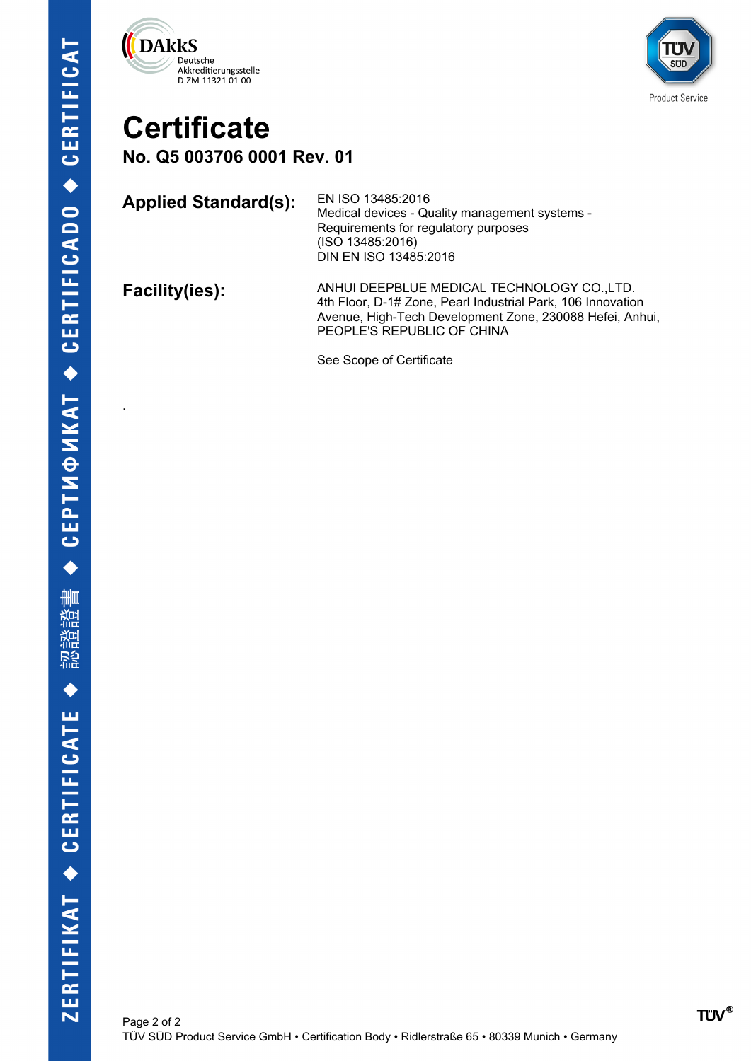DAkkS
Deutsche
Akkreditierungsstelle
D-ZM-11321-01-00

# Certificate

## No. Q5 003706 0001 Rev. 01

| | |
|---|---|
| **Applied Standard(s):** | EN ISO 13485:2016<br>Medical devices - Quality management systems -<br>Requirements for regulatory purposes<br>(ISO 13485:2016)<br>DIN EN ISO 13485:2016 |
| **Facility(ies):** | ANHUI DEEPBLUE MEDICAL TECHNOLOGY CO.,LTD.<br>4th Floor, D-1# Zone, Pearl Industrial Park, 106 Innovation Avenue, High-Tech Development Zone, 230088 Hefei, Anhui, PEOPLE'S REPUBLIC OF CHINA<br><br>See Scope of Certificate |

.

TÜV SÜD Product Service GmbH • Certification Body • Ridlerstraße 65 • 80339 Munich • Germany